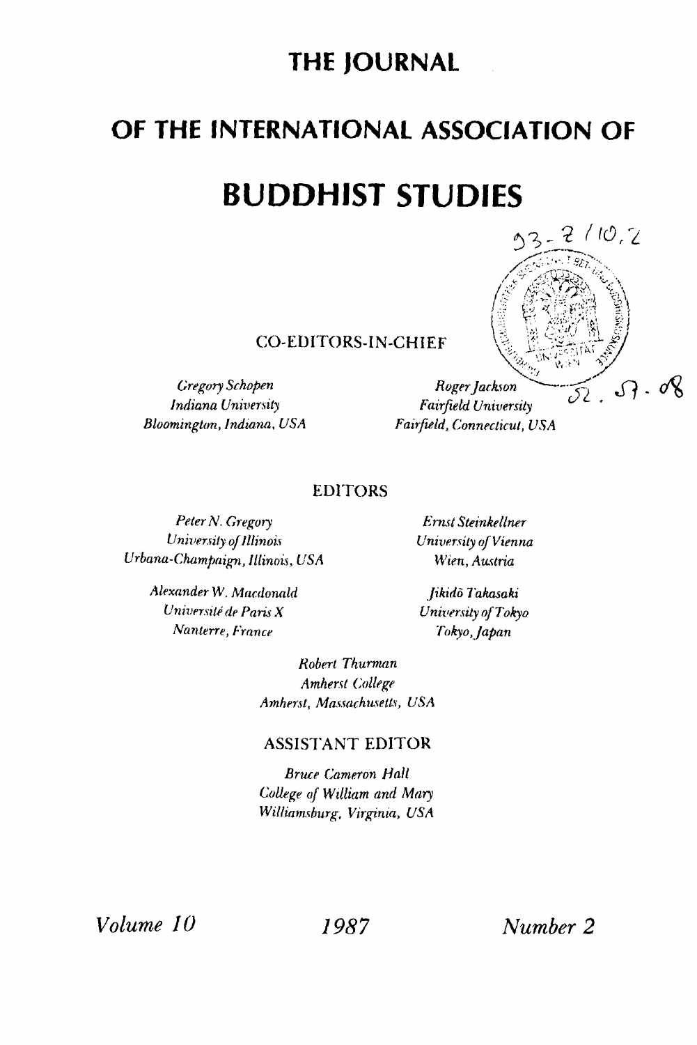# THE JOURNAL

# OF THE INTERNATIONAL ASSOCIATION OF

# BUDDHIST STUDIES

93-2/10,2

52.57.08

### CO-EDITORS-IN-CHIEF

*Gregory Schopen*
*Indiana University*
*Bloomington, Indiana, USA*

*Roger Jackson*
*Fairfield University*
*Fairfield, Connecticut, USA*

### EDITORS

*Peter N. Gregory*
*University of Illinois*
*Urbana-Champaign, Illinois, USA*

*Ernst Steinkellner*
*University of Vienna*
*Wien, Austria*

*Alexander W. Macdonald*
*Université de Paris X*
*Nanterre, France*

*Jikidō Takasaki*
*University of Tokyo*
*Tokyo, Japan*

*Robert Thurman*
*Amherst College*
*Amherst, Massachusetts, USA*

### ASSISTANT EDITOR

*Bruce Cameron Hall*
*College of William and Mary*
*Williamsburg, Virginia, USA*

*Volume 10* *1987* *Number 2*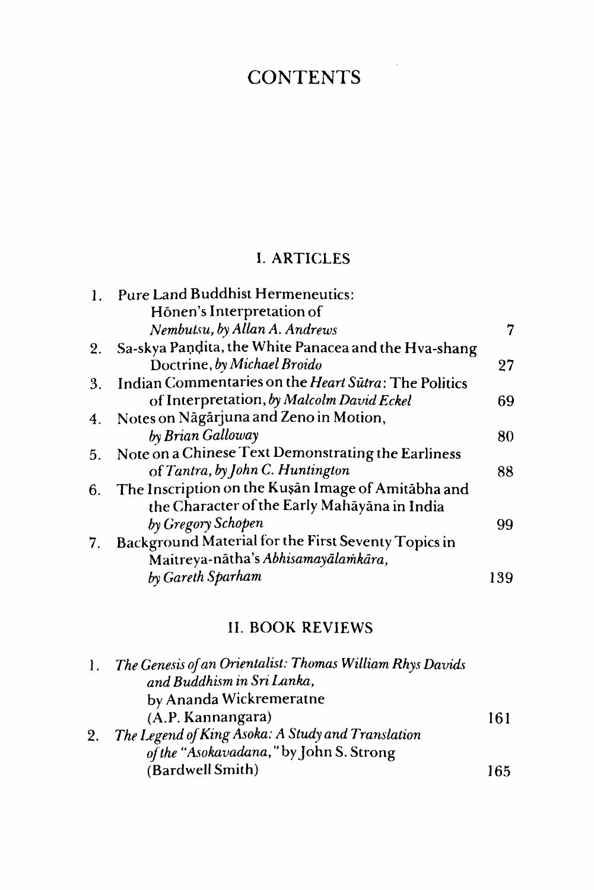# CONTENTS

## I. ARTICLES

| | | |
|---|---|---|
| 1. | Pure Land Buddhist Hermeneutics: Hōnen's Interpretation of *Nembutsu, by Allan A. Andrews* | 7 |
| 2. | Sa-skya Paṇḍita, the White Panacea and the Hva-shang Doctrine, *by Michael Broido* | 27 |
| 3. | Indian Commentaries on the *Heart Sūtra*: The Politics of Interpretation, *by Malcolm David Eckel* | 69 |
| 4. | Notes on Nāgārjuna and Zeno in Motion, *by Brian Galloway* | 80 |
| 5. | Note on a Chinese Text Demonstrating the Earliness of *Tantra, by John C. Huntington* | 88 |
| 6. | The Inscription on the Kuṣān Image of Amitābha and the Character of the Early Mahāyāna in India *by Gregory Schopen* | 99 |
| 7. | Background Material for the First Seventy Topics in Maitreya-nātha's *Abhisamayālaṁkāra*, *by Gareth Sparham* | 139 |

## II. BOOK REVIEWS

| | | |
|---|---|---|
| 1. | *The Genesis of an Orientalist: Thomas William Rhys Davids and Buddhism in Sri Lanka*, by Ananda Wickremeratne (A.P. Kannangara) | 161 |
| 2. | *The Legend of King Asoka: A Study and Translation of the "Asokavadana,"* by John S. Strong (Bardwell Smith) | 165 |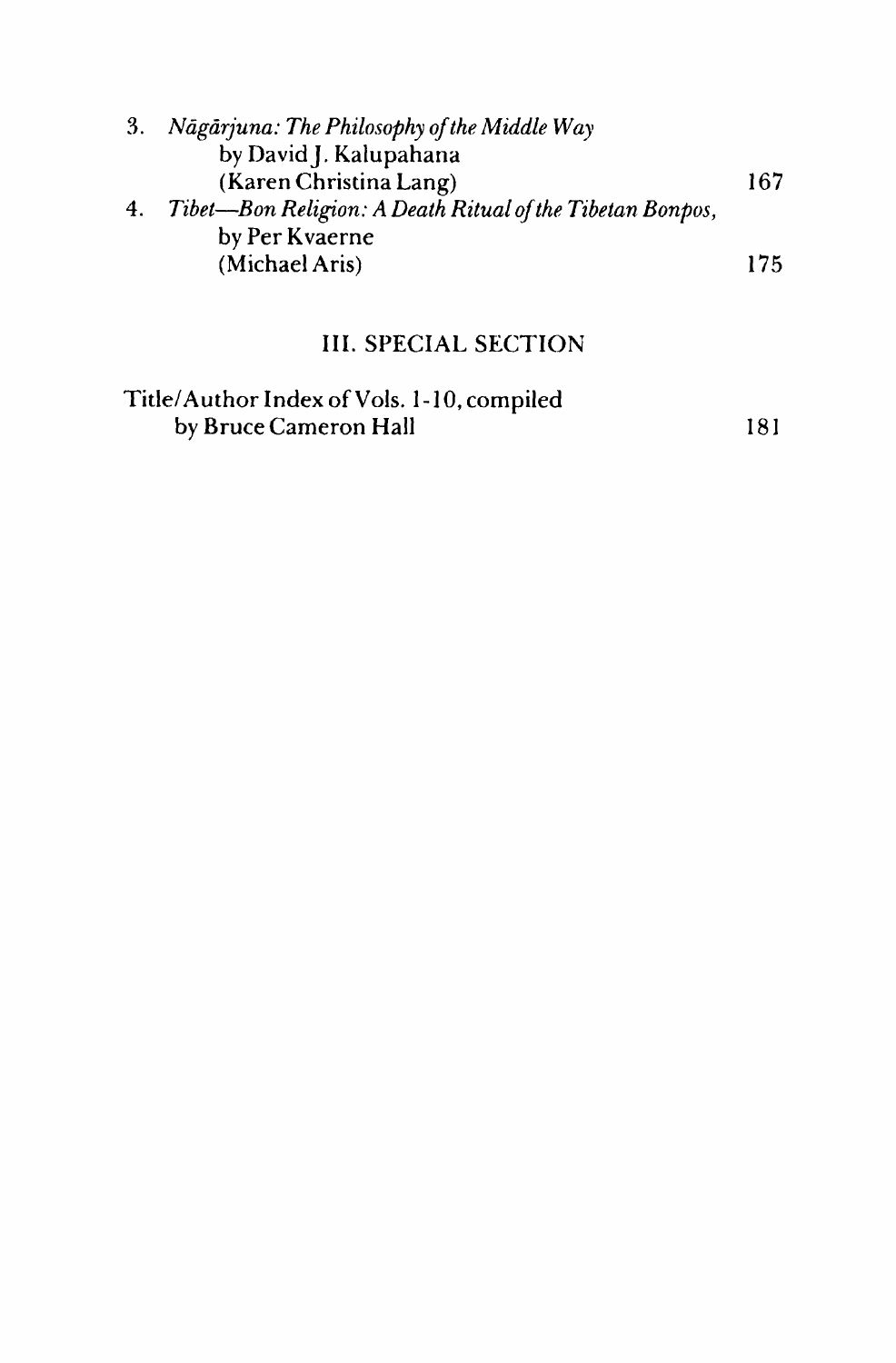3. *Nāgārjuna: The Philosophy of the Middle Way* by David J. Kalupahana (Karen Christina Lang) 167
4. *Tibet—Bon Religion: A Death Ritual of the Tibetan Bonpos,* by Per Kvaerne (Michael Aris) 175

## III. SPECIAL SECTION

Title/Author Index of Vols. 1-10, compiled by Bruce Cameron Hall 181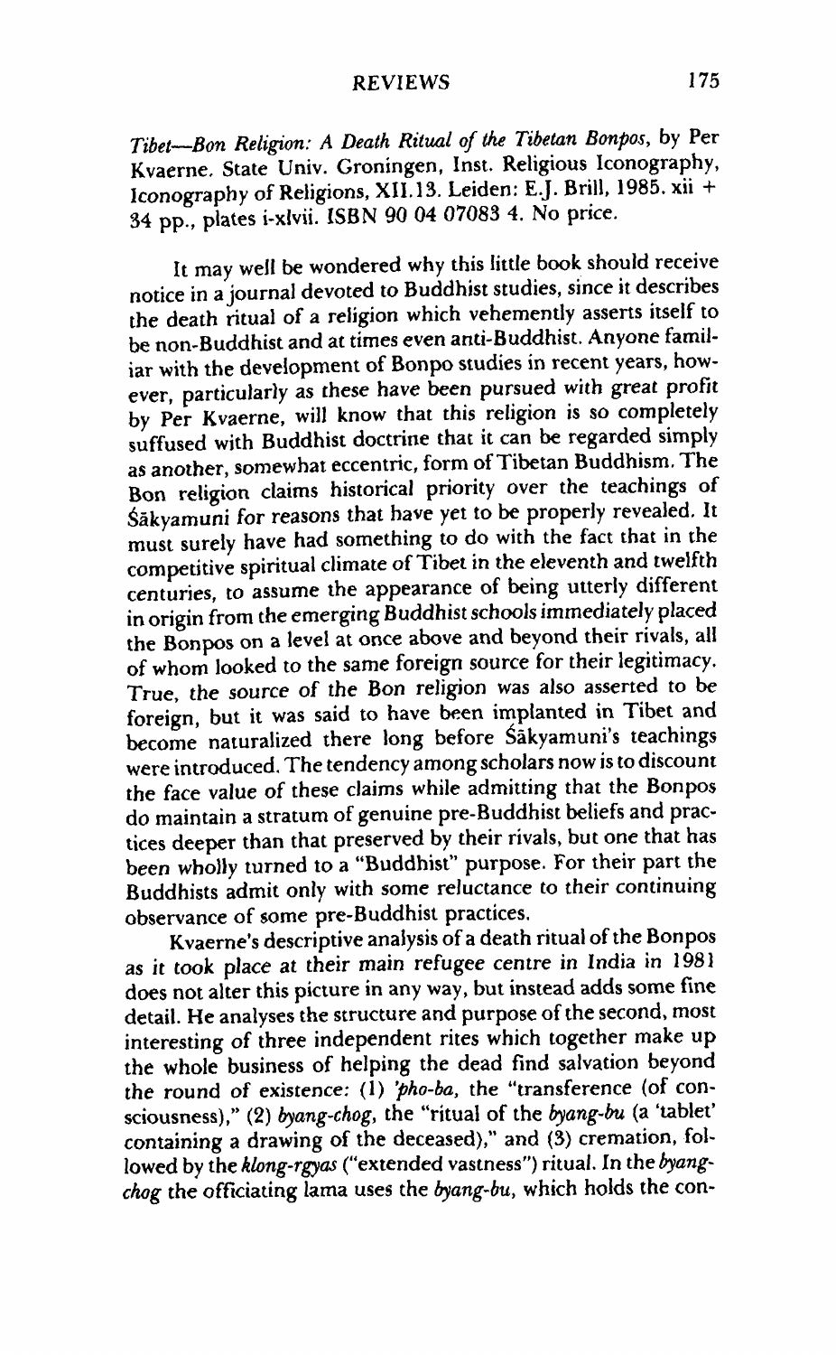*Tibet—Bon Religion: A Death Ritual of the Tibetan Bonpos*, by Per Kvaerne. State Univ. Groningen, Inst. Religious Iconography, Iconography of Religions, XII.13. Leiden: E.J. Brill, 1985. xii + 34 pp., plates i-xlvii. ISBN 90 04 07083 4. No price.

It may well be wondered why this little book should receive notice in a journal devoted to Buddhist studies, since it describes the death ritual of a religion which vehemently asserts itself to be non-Buddhist and at times even anti-Buddhist. Anyone familiar with the development of Bonpo studies in recent years, however, particularly as these have been pursued with great profit by Per Kvaerne, will know that this religion is so completely suffused with Buddhist doctrine that it can be regarded simply as another, somewhat eccentric, form of Tibetan Buddhism. The Bon religion claims historical priority over the teachings of Śākyamuni for reasons that have yet to be properly revealed. It must surely have had something to do with the fact that in the competitive spiritual climate of Tibet in the eleventh and twelfth centuries, to assume the appearance of being utterly different in origin from the emerging Buddhist schools immediately placed the Bonpos on a level at once above and beyond their rivals, all of whom looked to the same foreign source for their legitimacy. True, the source of the Bon religion was also asserted to be foreign, but it was said to have been implanted in Tibet and become naturalized there long before Śākyamuni's teachings were introduced. The tendency among scholars now is to discount the face value of these claims while admitting that the Bonpos do maintain a stratum of genuine pre-Buddhist beliefs and practices deeper than that preserved by their rivals, but one that has been wholly turned to a "Buddhist" purpose. For their part the Buddhists admit only with some reluctance to their continuing observance of some pre-Buddhist practices.

Kvaerne's descriptive analysis of a death ritual of the Bonpos as it took place at their main refugee centre in India in 1981 does not alter this picture in any way, but instead adds some fine detail. He analyses the structure and purpose of the second, most interesting of three independent rites which together make up the whole business of helping the dead find salvation beyond the round of existence: (1) *'pho-ba*, the "transference (of consciousness)," (2) *byang-chog*, the "ritual of the *byang-bu* (a 'tablet' containing a drawing of the deceased)," and (3) cremation, followed by the *klong-rgyas* ("extended vastness") ritual. In the *byang-chog* the officiating lama uses the *byang-bu*, which holds the con-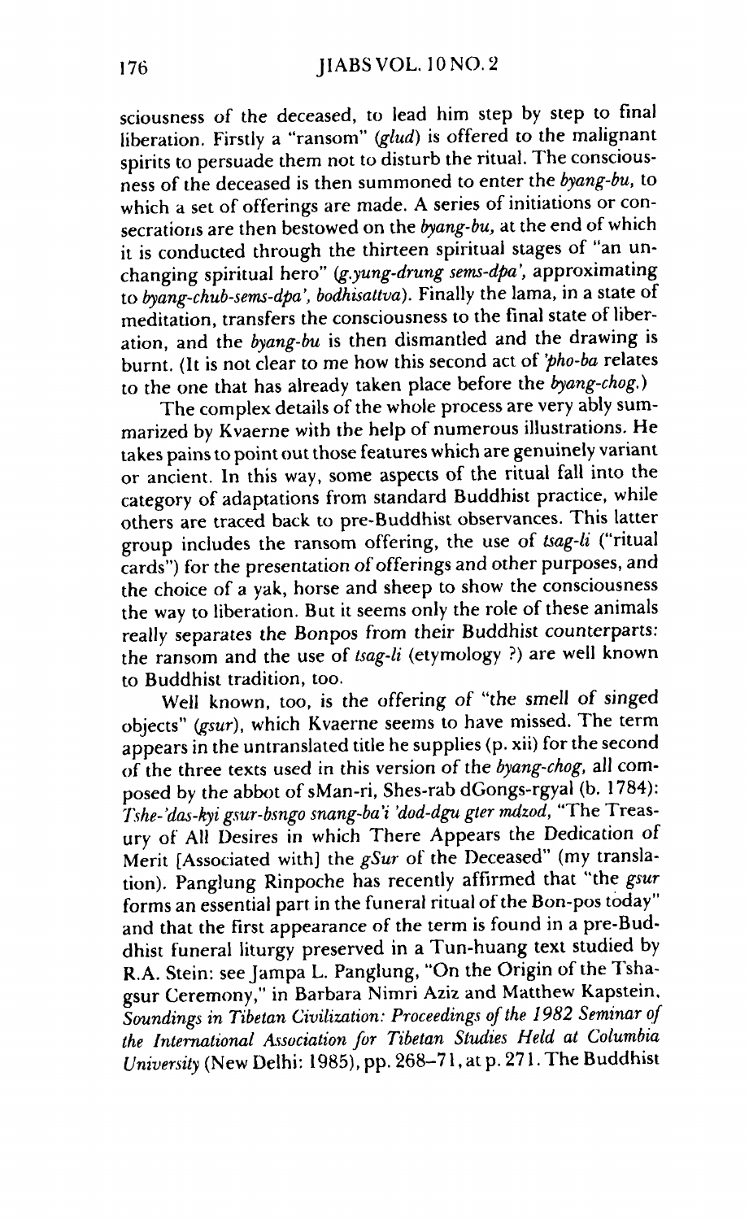sciousness of the deceased, to lead him step by step to final liberation. Firstly a "ransom" (*glud*) is offered to the malignant spirits to persuade them not to disturb the ritual. The consciousness of the deceased is then summoned to enter the *byang-bu*, to which a set of offerings are made. A series of initiations or consecrations are then bestowed on the *byang-bu*, at the end of which it is conducted through the thirteen spiritual stages of "an unchanging spiritual hero" (*g.yung-drung sems-dpa'*, approximating to *byang-chub-sems-dpa'*, *bodhisattva*). Finally the lama, in a state of meditation, transfers the consciousness to the final state of liberation, and the *byang-bu* is then dismantled and the drawing is burnt. (It is not clear to me how this second act of *'pho-ba* relates to the one that has already taken place before the *byang-chog*.)

The complex details of the whole process are very ably summarized by Kvaerne with the help of numerous illustrations. He takes pains to point out those features which are genuinely variant or ancient. In this way, some aspects of the ritual fall into the category of adaptations from standard Buddhist practice, while others are traced back to pre-Buddhist observances. This latter group includes the ransom offering, the use of *tsag-li* ("ritual cards") for the presentation of offerings and other purposes, and the choice of a yak, horse and sheep to show the consciousness the way to liberation. But it seems only the role of these animals really separates the Bonpos from their Buddhist counterparts: the ransom and the use of *tsag-li* (etymology ?) are well known to Buddhist tradition, too.

Well known, too, is the offering of "the smell of singed objects" (*gsur*), which Kvaerne seems to have missed. The term appears in the untranslated title he supplies (p. xii) for the second of the three texts used in this version of the *byang-chog*, all composed by the abbot of sMan-ri, Shes-rab dGongs-rgyal (b. 1784): *Tshe-'das-kyi gsur-bsngo snang-ba'i 'dod-dgu gter mdzod*, "The Treasury of All Desires in which There Appears the Dedication of Merit [Associated with] the *gSur* of the Deceased" (my translation). Panglung Rinpoche has recently affirmed that "the *gsur* forms an essential part in the funeral ritual of the Bon-pos today" and that the first appearance of the term is found in a pre-Buddhist funeral liturgy preserved in a Tun-huang text studied by R.A. Stein: see Jampa L. Panglung, "On the Origin of the Tshagsur Ceremony," in Barbara Nimri Aziz and Matthew Kapstein, *Soundings in Tibetan Civilization: Proceedings of the 1982 Seminar of the International Association for Tibetan Studies Held at Columbia University* (New Delhi: 1985), pp. 268–71, at p. 271. The Buddhist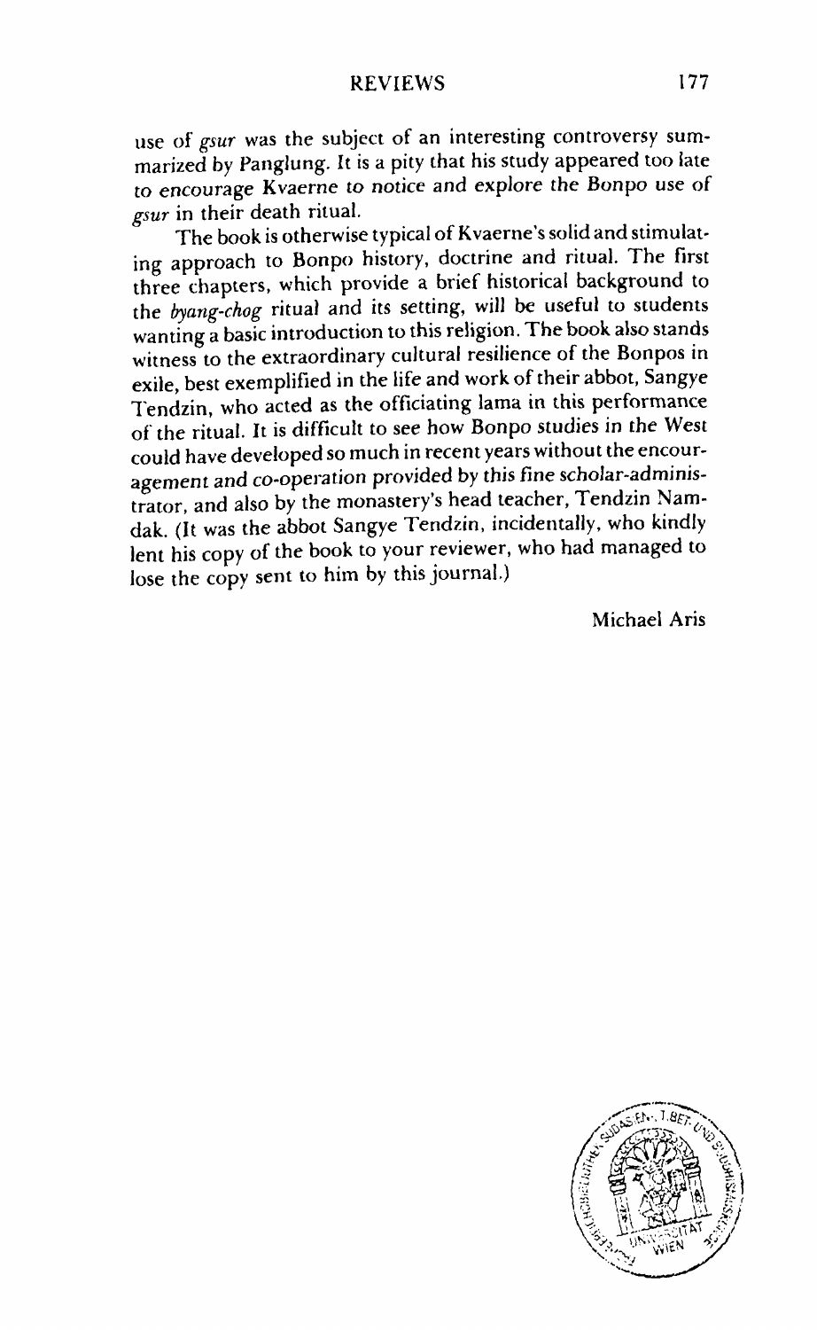use of *gsur* was the subject of an interesting controversy summarized by Panglung. It is a pity that his study appeared too late to encourage Kvaerne to notice and explore the Bonpo use of *gsur* in their death ritual.

The book is otherwise typical of Kvaerne's solid and stimulating approach to Bonpo history, doctrine and ritual. The first three chapters, which provide a brief historical background to the *byang-chog* ritual and its setting, will be useful to students wanting a basic introduction to this religion. The book also stands witness to the extraordinary cultural resilience of the Bonpos in exile, best exemplified in the life and work of their abbot, Sangye Tendzin, who acted as the officiating lama in this performance of the ritual. It is difficult to see how Bonpo studies in the West could have developed so much in recent years without the encouragement and co-operation provided by this fine scholar-administrator, and also by the monastery's head teacher, Tendzin Namdak. (It was the abbot Sangye Tendzin, incidentally, who kindly lent his copy of the book to your reviewer, who had managed to lose the copy sent to him by this journal.)

Michael Aris